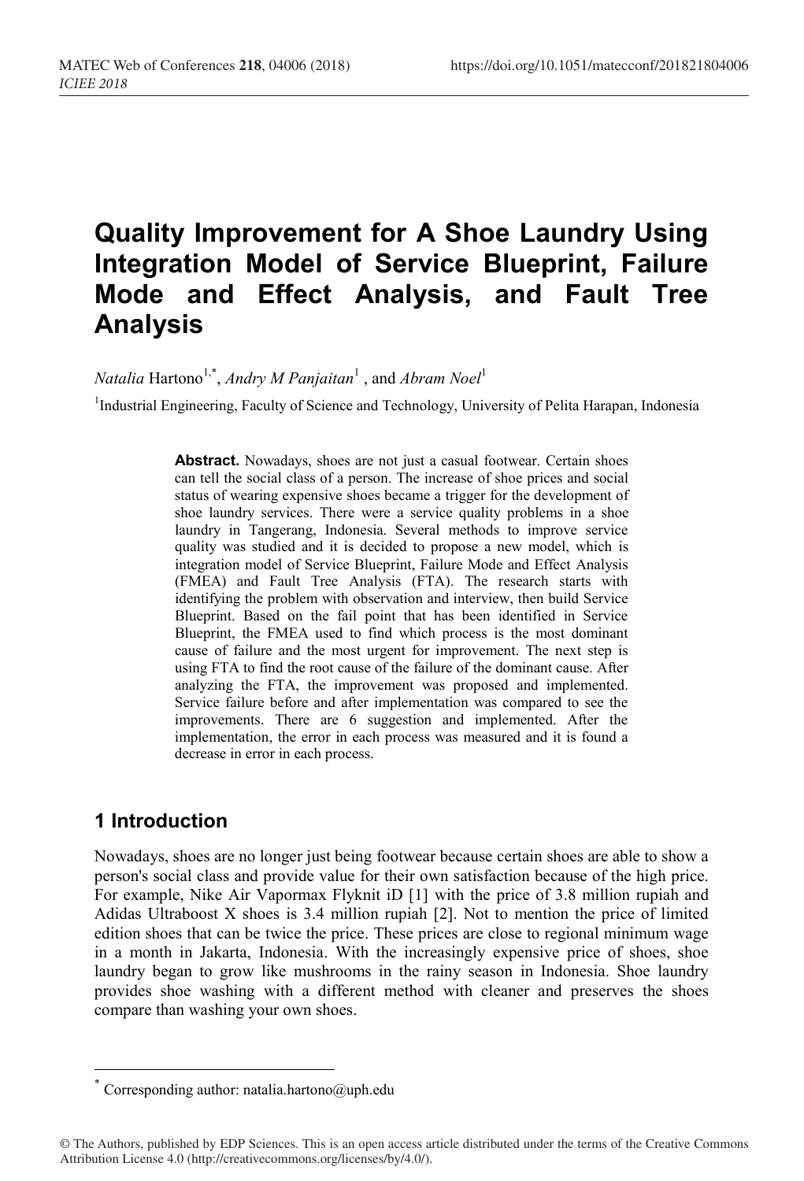# Quality Improvement for A Shoe Laundry Using Integration Model of Service Blueprint, Failure Mode and Effect Analysis, and Fault Tree Analysis

*Natalia* Hartono[1,*], *Andry M Panjaitan*[1] , and *Abram Noel*[1]

[1]Industrial Engineering, Faculty of Science and Technology, University of Pelita Harapan, Indonesia

**Abstract.** Nowadays, shoes are not just a casual footwear. Certain shoes can tell the social class of a person. The increase of shoe prices and social status of wearing expensive shoes became a trigger for the development of shoe laundry services. There were a service quality problems in a shoe laundry in Tangerang, Indonesia. Several methods to improve service quality was studied and it is decided to propose a new model, which is integration model of Service Blueprint, Failure Mode and Effect Analysis (FMEA) and Fault Tree Analysis (FTA). The research starts with identifying the problem with observation and interview, then build Service Blueprint. Based on the fail point that has been identified in Service Blueprint, the FMEA used to find which process is the most dominant cause of failure and the most urgent for improvement. The next step is using FTA to find the root cause of the failure of the dominant cause. After analyzing the FTA, the improvement was proposed and implemented. Service failure before and after implementation was compared to see the improvements. There are 6 suggestion and implemented. After the implementation, the error in each process was measured and it is found a decrease in error in each process.

## 1 Introduction

Nowadays, shoes are no longer just being footwear because certain shoes are able to show a person's social class and provide value for their own satisfaction because of the high price. For example, Nike Air Vapormax Flyknit iD [1] with the price of 3.8 million rupiah and Adidas Ultraboost X shoes is 3.4 million rupiah [2]. Not to mention the price of limited edition shoes that can be twice the price. These prices are close to regional minimum wage in a month in Jakarta, Indonesia. With the increasingly expensive price of shoes, shoe laundry began to grow like mushrooms in the rainy season in Indonesia. Shoe laundry provides shoe washing with a different method with cleaner and preserves the shoes compare than washing your own shoes.

[*] Corresponding author: natalia.hartono@uph.edu

© The Authors, published by EDP Sciences. This is an open access article distributed under the terms of the Creative Commons Attribution License 4.0 (http://creativecommons.org/licenses/by/4.0/).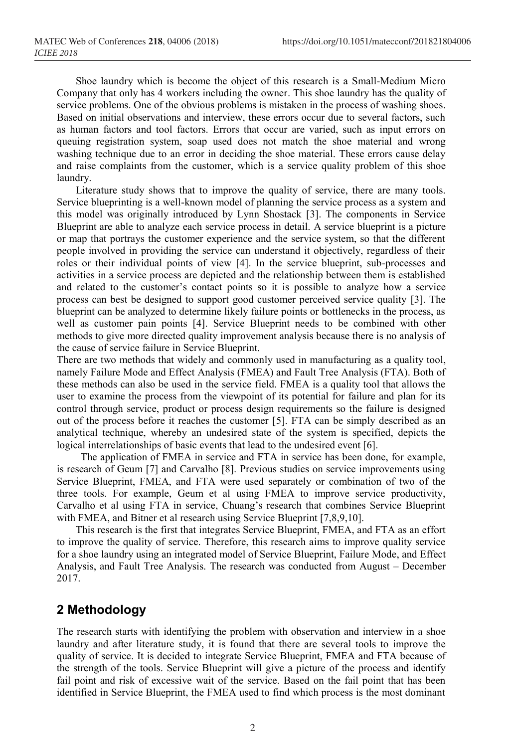Shoe laundry which is become the object of this research is a Small-Medium Micro Company that only has 4 workers including the owner. This shoe laundry has the quality of service problems. One of the obvious problems is mistaken in the process of washing shoes. Based on initial observations and interview, these errors occur due to several factors, such as human factors and tool factors. Errors that occur are varied, such as input errors on queuing registration system, soap used does not match the shoe material and wrong washing technique due to an error in deciding the shoe material. These errors cause delay and raise complaints from the customer, which is a service quality problem of this shoe laundry.

Literature study shows that to improve the quality of service, there are many tools. Service blueprinting is a well-known model of planning the service process as a system and this model was originally introduced by Lynn Shostack [3]. The components in Service Blueprint are able to analyze each service process in detail. A service blueprint is a picture or map that portrays the customer experience and the service system, so that the different people involved in providing the service can understand it objectively, regardless of their roles or their individual points of view [4]. In the service blueprint, sub-processes and activities in a service process are depicted and the relationship between them is established and related to the customer's contact points so it is possible to analyze how a service process can best be designed to support good customer perceived service quality [3]. The blueprint can be analyzed to determine likely failure points or bottlenecks in the process, as well as customer pain points [4]. Service Blueprint needs to be combined with other methods to give more directed quality improvement analysis because there is no analysis of the cause of service failure in Service Blueprint.

There are two methods that widely and commonly used in manufacturing as a quality tool, namely Failure Mode and Effect Analysis (FMEA) and Fault Tree Analysis (FTA). Both of these methods can also be used in the service field. FMEA is a quality tool that allows the user to examine the process from the viewpoint of its potential for failure and plan for its control through service, product or process design requirements so the failure is designed out of the process before it reaches the customer [5]. FTA can be simply described as an analytical technique, whereby an undesired state of the system is specified, depicts the logical interrelationships of basic events that lead to the undesired event [6].

The application of FMEA in service and FTA in service has been done, for example, is research of Geum [7] and Carvalho [8]. Previous studies on service improvements using Service Blueprint, FMEA, and FTA were used separately or combination of two of the three tools. For example, Geum et al using FMEA to improve service productivity, Carvalho et al using FTA in service, Chuang's research that combines Service Blueprint with FMEA, and Bitner et al research using Service Blueprint [7,8,9,10].

This research is the first that integrates Service Blueprint, FMEA, and FTA as an effort to improve the quality of service. Therefore, this research aims to improve quality service for a shoe laundry using an integrated model of Service Blueprint, Failure Mode, and Effect Analysis, and Fault Tree Analysis. The research was conducted from August – December 2017.

## 2 Methodology

The research starts with identifying the problem with observation and interview in a shoe laundry and after literature study, it is found that there are several tools to improve the quality of service. It is decided to integrate Service Blueprint, FMEA and FTA because of the strength of the tools. Service Blueprint will give a picture of the process and identify fail point and risk of excessive wait of the service. Based on the fail point that has been identified in Service Blueprint, the FMEA used to find which process is the most dominant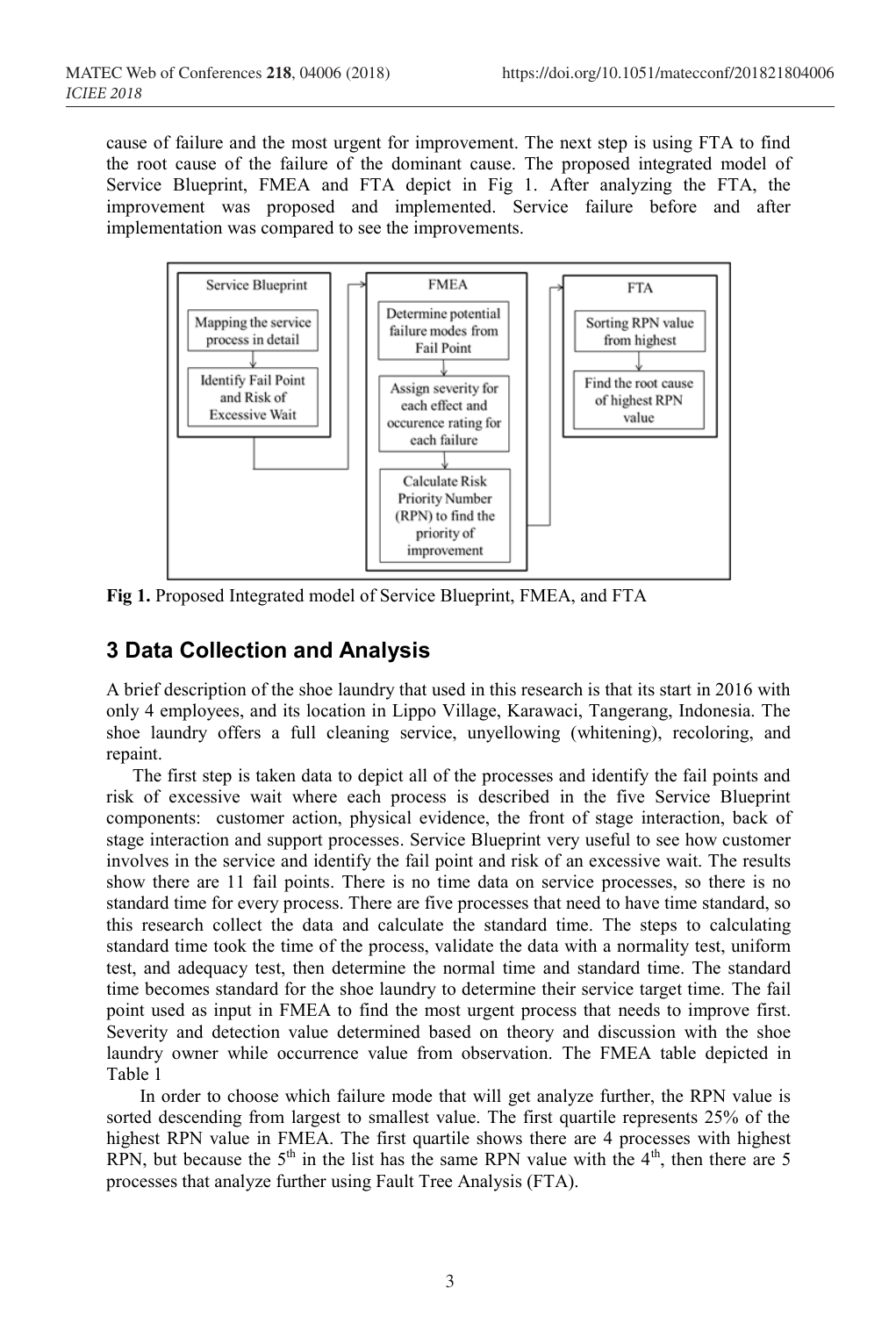cause of failure and the most urgent for improvement. The next step is using FTA to find the root cause of the failure of the dominant cause. The proposed integrated model of Service Blueprint, FMEA and FTA depict in Fig 1. After analyzing the FTA, the improvement was proposed and implemented. Service failure before and after implementation was compared to see the improvements.

**Fig 1.** Proposed Integrated model of Service Blueprint, FMEA, and FTA

## 3 Data Collection and Analysis

A brief description of the shoe laundry that used in this research is that its start in 2016 with only 4 employees, and its location in Lippo Village, Karawaci, Tangerang, Indonesia. The shoe laundry offers a full cleaning service, unyellowing (whitening), recoloring, and repaint.

The first step is taken data to depict all of the processes and identify the fail points and risk of excessive wait where each process is described in the five Service Blueprint components: customer action, physical evidence, the front of stage interaction, back of stage interaction and support processes. Service Blueprint very useful to see how customer involves in the service and identify the fail point and risk of an excessive wait. The results show there are 11 fail points. There is no time data on service processes, so there is no standard time for every process. There are five processes that need to have time standard, so this research collect the data and calculate the standard time. The steps to calculating standard time took the time of the process, validate the data with a normality test, uniform test, and adequacy test, then determine the normal time and standard time. The standard time becomes standard for the shoe laundry to determine their service target time. The fail point used as input in FMEA to find the most urgent process that needs to improve first. Severity and detection value determined based on theory and discussion with the shoe laundry owner while occurrence value from observation. The FMEA table depicted in Table 1

In order to choose which failure mode that will get analyze further, the RPN value is sorted descending from largest to smallest value. The first quartile represents 25% of the highest RPN value in FMEA. The first quartile shows there are 4 processes with highest RPN, but because the 5th in the list has the same RPN value with the 4th, then there are 5 processes that analyze further using Fault Tree Analysis (FTA).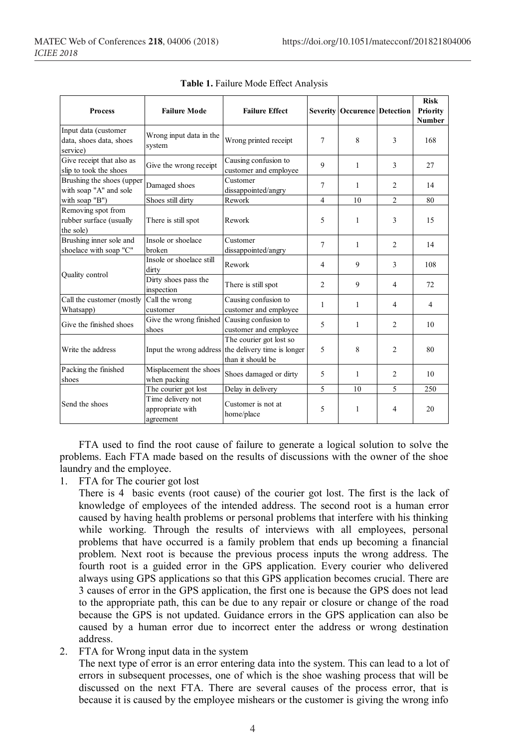**Table 1.** Failure Mode Effect Analysis

| Process | Failure Mode | Failure Effect | Severity | Occurence | Detection | Risk Priority Number |
|---|---|---|---|---|---|---|
| Input data (customer data, shoes data, shoes service) | Wrong input data in the system | Wrong printed receipt | 7 | 8 | 3 | 168 |
| Give receipt that also as slip to took the shoes | Give the wrong receipt | Causing confusion to customer and employee | 9 | 1 | 3 | 27 |
| Brushing the shoes (upper with soap "A" and sole with soap "B") | Damaged shoes | Customer dissappointed/angry | 7 | 1 | 2 | 14 |
| | Shoes still dirty | Rework | 4 | 10 | 2 | 80 |
| Removing spot from rubber surface (usually the sole) | There is still spot | Rework | 5 | 1 | 3 | 15 |
| Brushing inner sole and shoelace with soap "C" | Insole or shoelace broken | Customer dissappointed/angry | 7 | 1 | 2 | 14 |
| Quality control | Insole or shoelace still dirty | Rework | 4 | 9 | 3 | 108 |
| | Dirty shoes pass the inspection | There is still spot | 2 | 9 | 4 | 72 |
| Call the customer (mostly Whatsapp) | Call the wrong customer | Causing confusion to customer and employee | 1 | 1 | 4 | 4 |
| Give the finished shoes | Give the wrong finished shoes | Causing confusion to customer and employee | 5 | 1 | 2 | 10 |
| Write the address | Input the wrong address | The courier got lost so the delivery time is longer than it should be | 5 | 8 | 2 | 80 |
| Packing the finished shoes | Misplacement the shoes when packing | Shoes damaged or dirty | 5 | 1 | 2 | 10 |
| Send the shoes | The courier got lost | Delay in delivery | 5 | 10 | 5 | 250 |
| | Time delivery not appropriate with agreement | Customer is not at home/place | 5 | 1 | 4 | 20 |

FTA used to find the root cause of failure to generate a logical solution to solve the problems. Each FTA made based on the results of discussions with the owner of the shoe laundry and the employee.

1. FTA for The courier got lost

   There is 4 basic events (root cause) of the courier got lost. The first is the lack of knowledge of employees of the intended address. The second root is a human error caused by having health problems or personal problems that interfere with his thinking while working. Through the results of interviews with all employees, personal problems that have occurred is a family problem that ends up becoming a financial problem. Next root is because the previous process inputs the wrong address. The fourth root is a guided error in the GPS application. Every courier who delivered always using GPS applications so that this GPS application becomes crucial. There are 3 causes of error in the GPS application, the first one is because the GPS does not lead to the appropriate path, this can be due to any repair or closure or change of the road because the GPS is not updated. Guidance errors in the GPS application can also be caused by a human error due to incorrect enter the address or wrong destination address.

2. FTA for Wrong input data in the system

   The next type of error is an error entering data into the system. This can lead to a lot of errors in subsequent processes, one of which is the shoe washing process that will be discussed on the next FTA. There are several causes of the process error, that is because it is caused by the employee mishears or the customer is giving the wrong info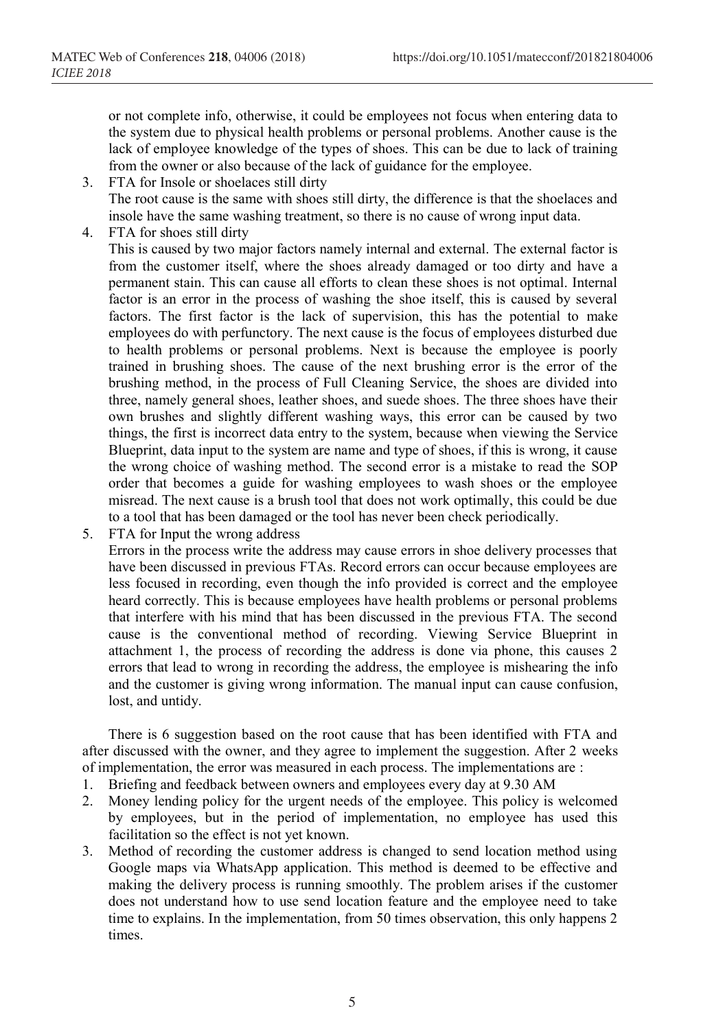or not complete info, otherwise, it could be employees not focus when entering data to the system due to physical health problems or personal problems. Another cause is the lack of employee knowledge of the types of shoes. This can be due to lack of training from the owner or also because of the lack of guidance for the employee.

3. FTA for Insole or shoelaces still dirty
   The root cause is the same with shoes still dirty, the difference is that the shoelaces and insole have the same washing treatment, so there is no cause of wrong input data.
4. FTA for shoes still dirty
   This is caused by two major factors namely internal and external. The external factor is from the customer itself, where the shoes already damaged or too dirty and have a permanent stain. This can cause all efforts to clean these shoes is not optimal. Internal factor is an error in the process of washing the shoe itself, this is caused by several factors. The first factor is the lack of supervision, this has the potential to make employees do with perfunctory. The next cause is the focus of employees disturbed due to health problems or personal problems. Next is because the employee is poorly trained in brushing shoes. The cause of the next brushing error is the error of the brushing method, in the process of Full Cleaning Service, the shoes are divided into three, namely general shoes, leather shoes, and suede shoes. The three shoes have their own brushes and slightly different washing ways, this error can be caused by two things, the first is incorrect data entry to the system, because when viewing the Service Blueprint, data input to the system are name and type of shoes, if this is wrong, it cause the wrong choice of washing method. The second error is a mistake to read the SOP order that becomes a guide for washing employees to wash shoes or the employee misread. The next cause is a brush tool that does not work optimally, this could be due to a tool that has been damaged or the tool has never been check periodically.
5. FTA for Input the wrong address
   Errors in the process write the address may cause errors in shoe delivery processes that have been discussed in previous FTAs. Record errors can occur because employees are less focused in recording, even though the info provided is correct and the employee heard correctly. This is because employees have health problems or personal problems that interfere with his mind that has been discussed in the previous FTA. The second cause is the conventional method of recording. Viewing Service Blueprint in attachment 1, the process of recording the address is done via phone, this causes 2 errors that lead to wrong in recording the address, the employee is mishearing the info and the customer is giving wrong information. The manual input can cause confusion, lost, and untidy.

There is 6 suggestion based on the root cause that has been identified with FTA and after discussed with the owner, and they agree to implement the suggestion. After 2 weeks of implementation, the error was measured in each process. The implementations are :

1. Briefing and feedback between owners and employees every day at 9.30 AM
2. Money lending policy for the urgent needs of the employee. This policy is welcomed by employees, but in the period of implementation, no employee has used this facilitation so the effect is not yet known.
3. Method of recording the customer address is changed to send location method using Google maps via WhatsApp application. This method is deemed to be effective and making the delivery process is running smoothly. The problem arises if the customer does not understand how to use send location feature and the employee need to take time to explains. In the implementation, from 50 times observation, this only happens 2 times.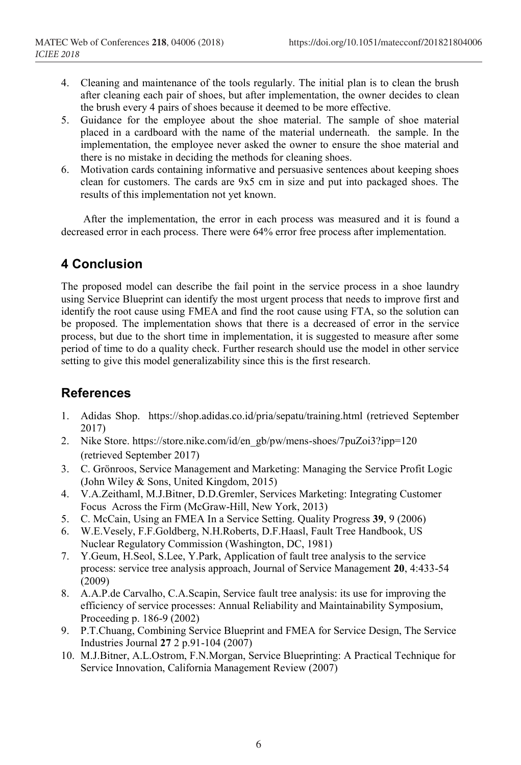4. Cleaning and maintenance of the tools regularly. The initial plan is to clean the brush after cleaning each pair of shoes, but after implementation, the owner decides to clean the brush every 4 pairs of shoes because it deemed to be more effective.
5. Guidance for the employee about the shoe material. The sample of shoe material placed in a cardboard with the name of the material underneath. the sample. In the implementation, the employee never asked the owner to ensure the shoe material and there is no mistake in deciding the methods for cleaning shoes.
6. Motivation cards containing informative and persuasive sentences about keeping shoes clean for customers. The cards are 9x5 cm in size and put into packaged shoes. The results of this implementation not yet known.

After the implementation, the error in each process was measured and it is found a decreased error in each process. There were 64% error free process after implementation.

## 4 Conclusion

The proposed model can describe the fail point in the service process in a shoe laundry using Service Blueprint can identify the most urgent process that needs to improve first and identify the root cause using FMEA and find the root cause using FTA, so the solution can be proposed. The implementation shows that there is a decreased of error in the service process, but due to the short time in implementation, it is suggested to measure after some period of time to do a quality check. Further research should use the model in other service setting to give this model generalizability since this is the first research.

## References

1. Adidas Shop. https://shop.adidas.co.id/pria/sepatu/training.html (retrieved September 2017)
2. Nike Store. https://store.nike.com/id/en_gb/pw/mens-shoes/7puZoi3?ipp=120 (retrieved September 2017)
3. C. Grönroos, Service Management and Marketing: Managing the Service Profit Logic (John Wiley & Sons, United Kingdom, 2015)
4. V.A.Zeithaml, M.J.Bitner, D.D.Gremler, Services Marketing: Integrating Customer Focus Across the Firm (McGraw-Hill, New York, 2013)
5. C. McCain, Using an FMEA In a Service Setting. Quality Progress **39**, 9 (2006)
6. W.E.Vesely, F.F.Goldberg, N.H.Roberts, D.F.Haasl, Fault Tree Handbook, US Nuclear Regulatory Commission (Washington, DC, 1981)
7. Y.Geum, H.Seol, S.Lee, Y.Park, Application of fault tree analysis to the service process: service tree analysis approach, Journal of Service Management **20**, 4:433-54 (2009)
8. A.A.P.de Carvalho, C.A.Scapin, Service fault tree analysis: its use for improving the efficiency of service processes: Annual Reliability and Maintainability Symposium, Proceeding p. 186-9 (2002)
9. P.T.Chuang, Combining Service Blueprint and FMEA for Service Design, The Service Industries Journal **27** 2 p.91-104 (2007)
10. M.J.Bitner, A.L.Ostrom, F.N.Morgan, Service Blueprinting: A Practical Technique for Service Innovation, California Management Review (2007)